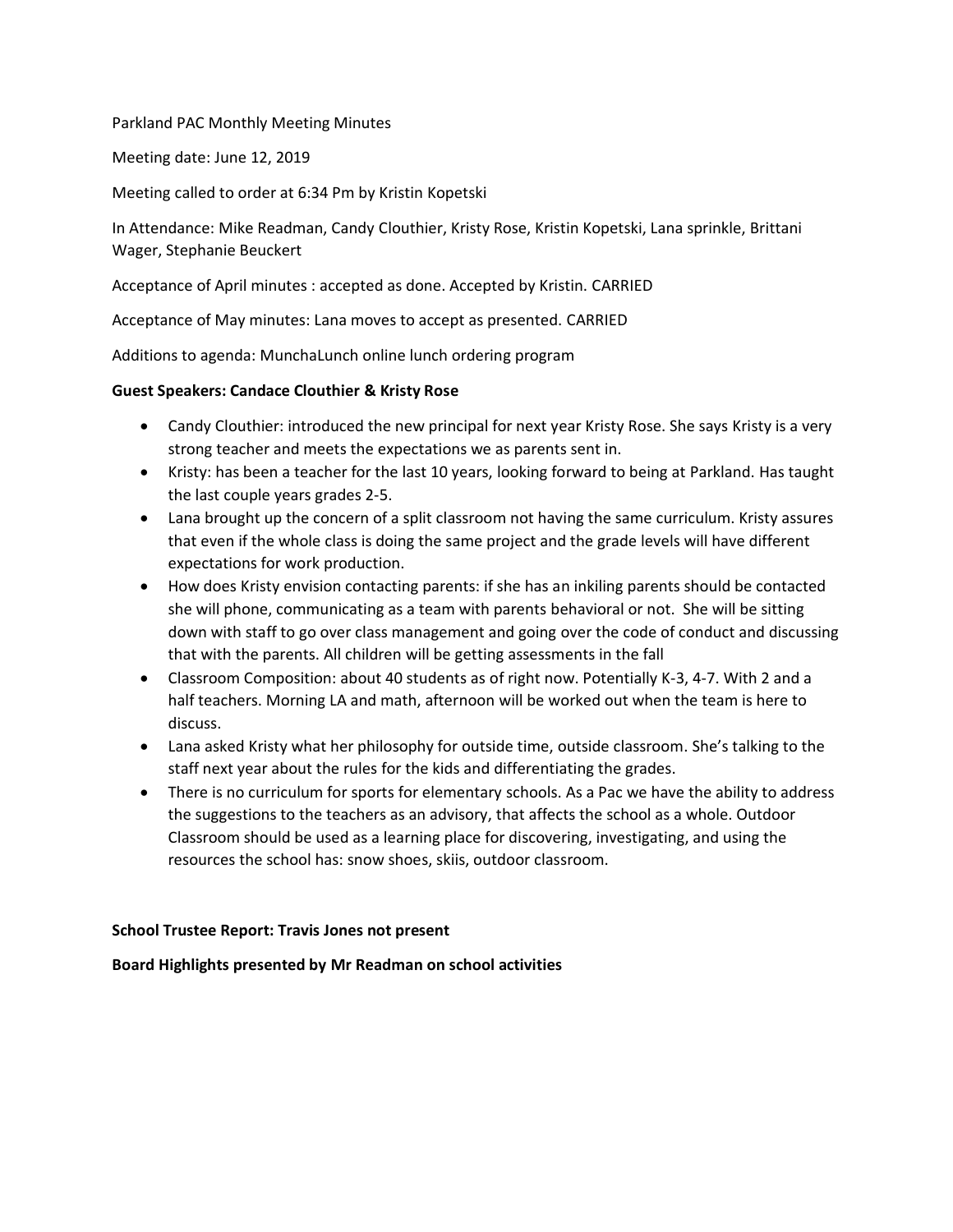Parkland PAC Monthly Meeting Minutes

Meeting date: June 12, 2019

Meeting called to order at 6:34 Pm by Kristin Kopetski

In Attendance: Mike Readman, Candy Clouthier, Kristy Rose, Kristin Kopetski, Lana sprinkle, Brittani Wager, Stephanie Beuckert

Acceptance of April minutes : accepted as done. Accepted by Kristin. CARRIED

Acceptance of May minutes: Lana moves to accept as presented. CARRIED

Additions to agenda: MunchaLunch online lunch ordering program

**Guest Speakers: Candace Clouthier & Kristy Rose**

- Candy Clouthier: introduced the new principal for next year Kristy Rose. She says Kristy is a very strong teacher and meets the expectations we as parents sent in.
- Kristy: has been a teacher for the last 10 years, looking forward to being at Parkland. Has taught the last couple years grades 2-5.
- Lana brought up the concern of a split classroom not having the same curriculum. Kristy assures that even if the whole class is doing the same project and the grade levels will have different expectations for work production.
- How does Kristy envision contacting parents: if she has an inkiling parents should be contacted she will phone, communicating as a team with parents behavioral or not. She will be sitting down with staff to go over class management and going over the code of conduct and discussing that with the parents. All children will be getting assessments in the fall
- Classroom Composition: about 40 students as of right now. Potentially K-3, 4-7. With 2 and a half teachers. Morning LA and math, afternoon will be worked out when the team is here to discuss.
- Lana asked Kristy what her philosophy for outside time, outside classroom. She's talking to the staff next year about the rules for the kids and differentiating the grades.
- There is no curriculum for sports for elementary schools. As a Pac we have the ability to address the suggestions to the teachers as an advisory, that affects the school as a whole. Outdoor Classroom should be used as a learning place for discovering, investigating, and using the resources the school has: snow shoes, skiis, outdoor classroom.

**School Trustee Report: Travis Jones not present**

**Board Highlights presented by Mr Readman on school activities**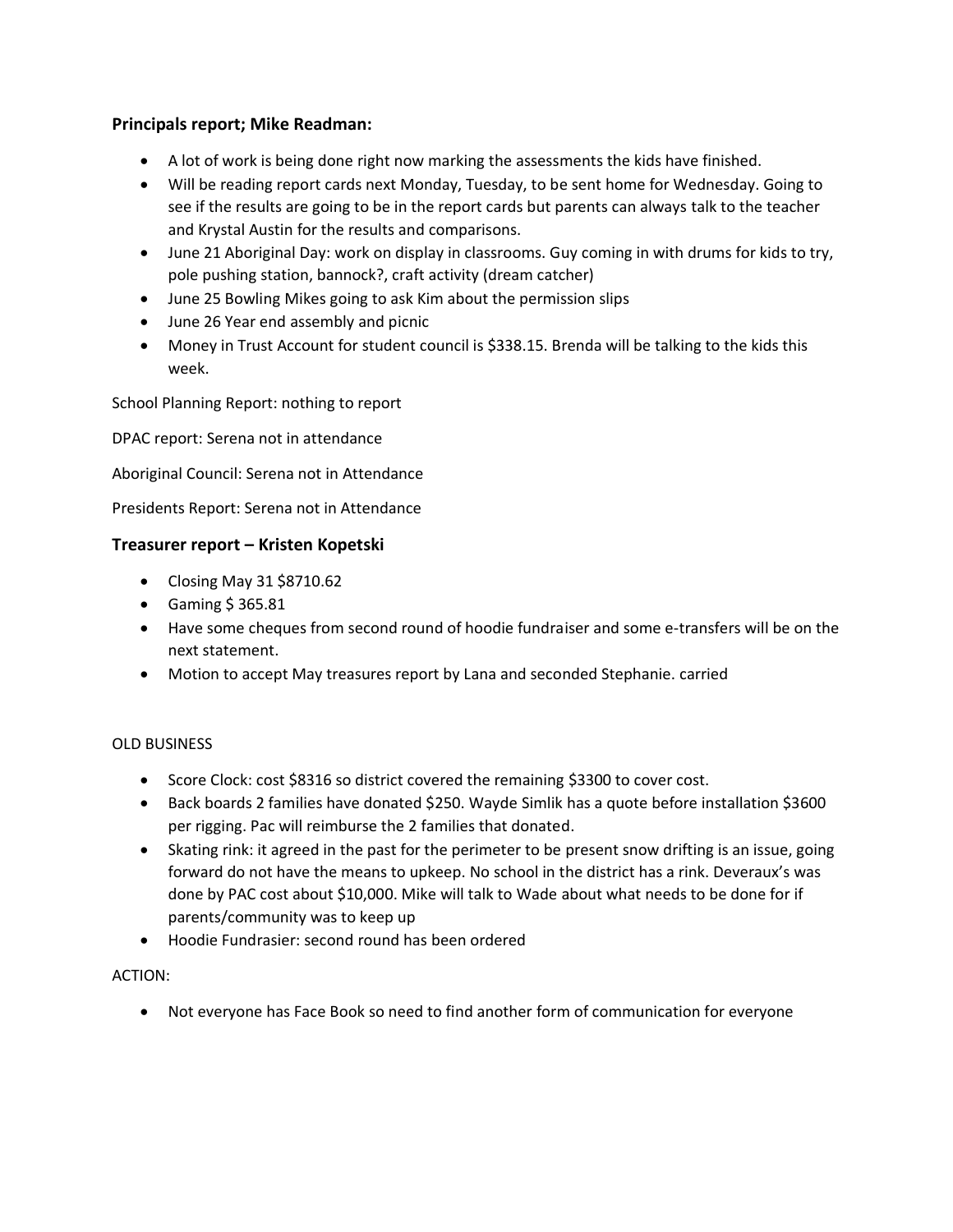### Principals report; Mike Readman:

- A lot of work is being done right now marking the assessments the kids have finished.
- Will be reading report cards next Monday, Tuesday, to be sent home for Wednesday. Going to see if the results are going to be in the report cards but parents can always talk to the teacher and Krystal Austin for the results and comparisons.
- June 21 Aboriginal Day: work on display in classrooms. Guy coming in with drums for kids to try, pole pushing station, bannock?, craft activity (dream catcher)
- June 25 Bowling Mikes going to ask Kim about the permission slips
- June 26 Year end assembly and picnic
- Money in Trust Account for student council is $338.15. Brenda will be talking to the kids this week.

School Planning Report: nothing to report

DPAC report: Serena not in attendance

Aboriginal Council: Serena not in Attendance

Presidents Report: Serena not in Attendance

### Treasurer report – Kristen Kopetski

- Closing May 31 $8710.62
- Gaming $ 365.81
- Have some cheques from second round of hoodie fundraiser and some e-transfers will be on the next statement.
- Motion to accept May treasures report by Lana and seconded Stephanie. carried

OLD BUSINESS

- Score Clock: cost $8316 so district covered the remaining $3300 to cover cost.
- Back boards 2 families have donated $250. Wayde Simlik has a quote before installation $3600 per rigging. Pac will reimburse the 2 families that donated.
- Skating rink: it agreed in the past for the perimeter to be present snow drifting is an issue, going forward do not have the means to upkeep. No school in the district has a rink. Deveraux's was done by PAC cost about $10,000. Mike will talk to Wade about what needs to be done for if parents/community was to keep up
- Hoodie Fundrasier: second round has been ordered

ACTION:

- Not everyone has Face Book so need to find another form of communication for everyone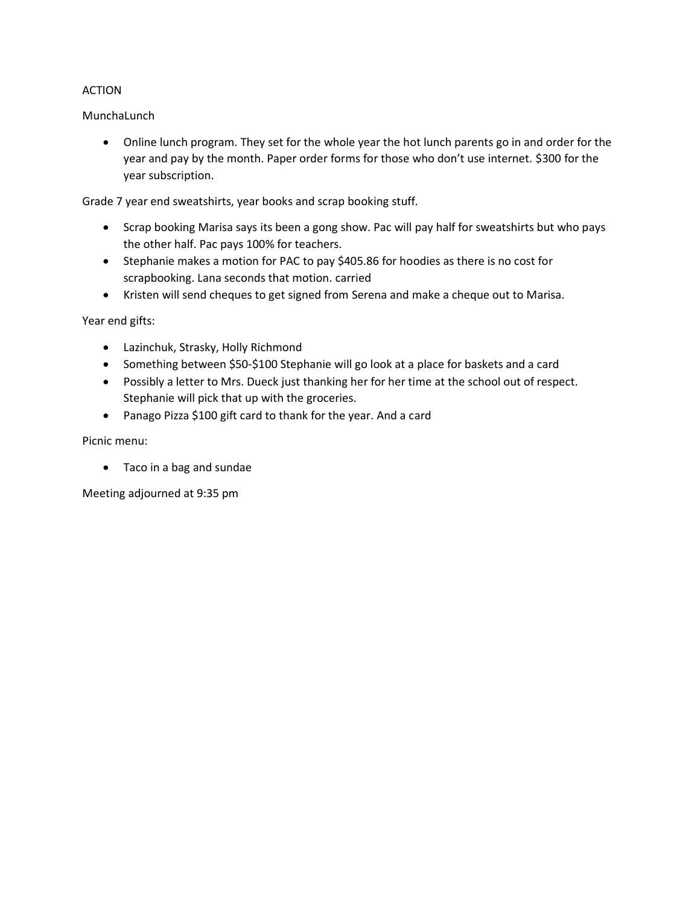ACTION

MunchaLunch

- Online lunch program. They set for the whole year the hot lunch parents go in and order for the year and pay by the month. Paper order forms for those who don't use internet. $300 for the year subscription.

Grade 7 year end sweatshirts, year books and scrap booking stuff.

- Scrap booking Marisa says its been a gong show. Pac will pay half for sweatshirts but who pays the other half. Pac pays 100% for teachers.
- Stephanie makes a motion for PAC to pay $405.86 for hoodies as there is no cost for scrapbooking. Lana seconds that motion. carried
- Kristen will send cheques to get signed from Serena and make a cheque out to Marisa.

Year end gifts:

- Lazinchuk, Strasky, Holly Richmond
- Something between $50-$100 Stephanie will go look at a place for baskets and a card
- Possibly a letter to Mrs. Dueck just thanking her for her time at the school out of respect. Stephanie will pick that up with the groceries.
- Panago Pizza $100 gift card to thank for the year. And a card

Picnic menu:

- Taco in a bag and sundae

Meeting adjourned at 9:35 pm